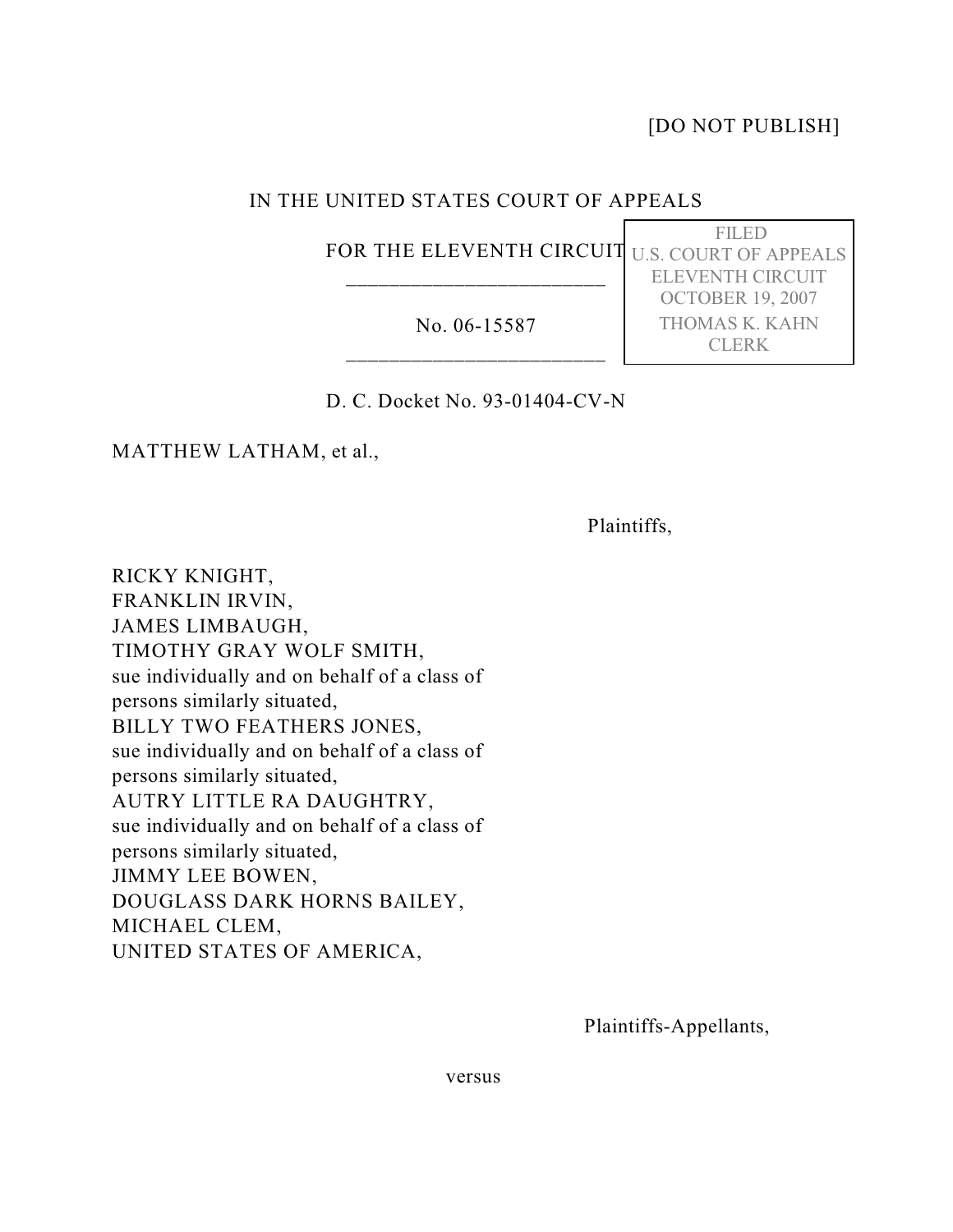[DO NOT PUBLISH]

IN THE UNITED STATES COURT OF APPEALS

FOR THE ELEVENTH CIRCUIT

________________________

No. 06-15587

________________________

FILED
U.S. COURT OF APPEALS
ELEVENTH CIRCUIT
OCTOBER 19, 2007
THOMAS K. KAHN
CLERK

D. C. Docket No. 93-01404-CV-N

MATTHEW LATHAM, et al.,

Plaintiffs,

RICKY KNIGHT,
FRANKLIN IRVIN,
JAMES LIMBAUGH,
TIMOTHY GRAY WOLF SMITH,
sue individually and on behalf of a class of persons similarly situated,
BILLY TWO FEATHERS JONES,
sue individually and on behalf of a class of persons similarly situated,
AUTRY LITTLE RA DAUGHTRY,
sue individually and on behalf of a class of persons similarly situated,
JIMMY LEE BOWEN,
DOUGLASS DARK HORNS BAILEY,
MICHAEL CLEM,
UNITED STATES OF AMERICA,

Plaintiffs-Appellants,

versus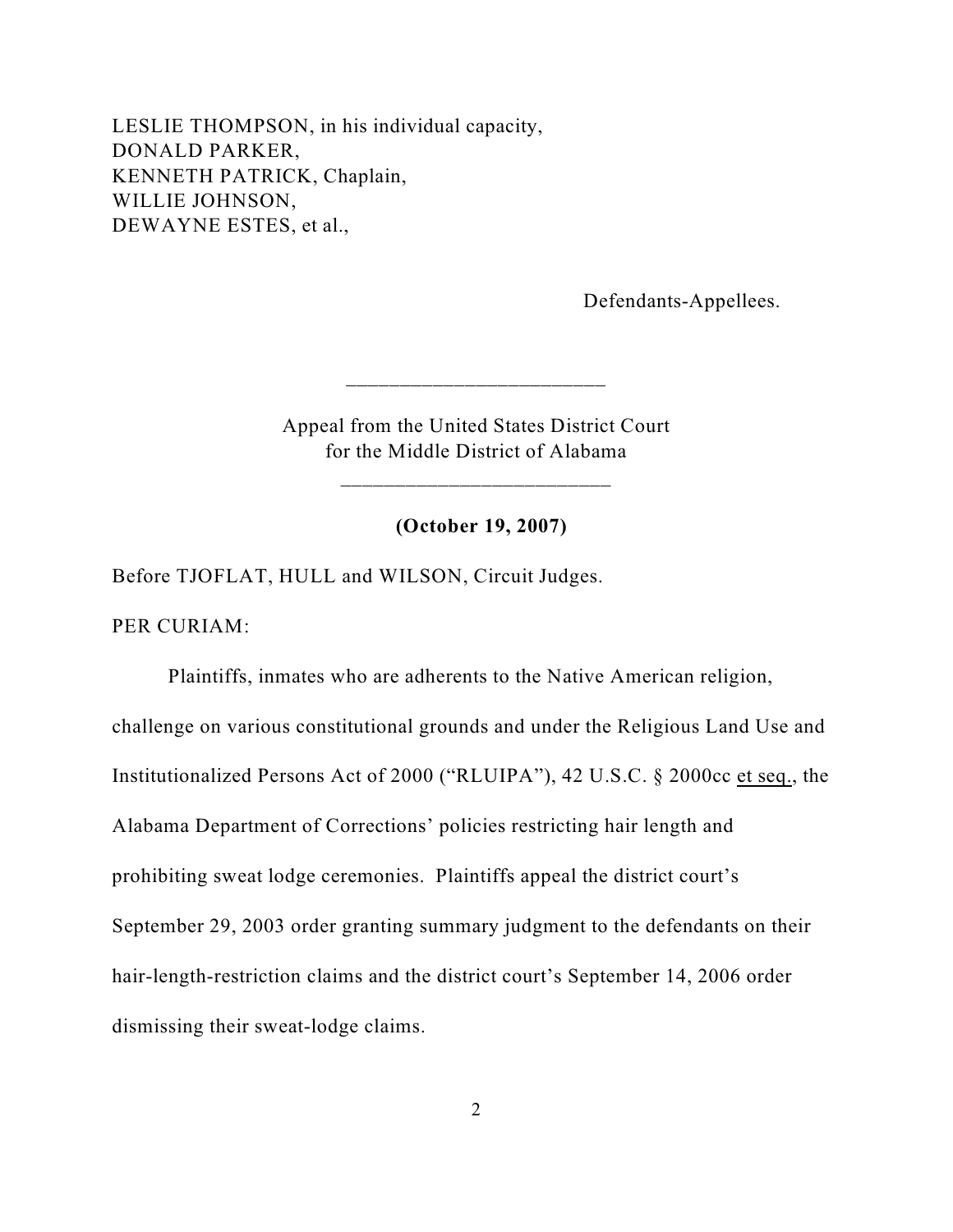LESLIE THOMPSON, in his individual capacity,
DONALD PARKER,
KENNETH PATRICK, Chaplain,
WILLIE JOHNSON,
DEWAYNE ESTES, et al.,

Defendants-Appellees.

---

Appeal from the United States District Court
for the Middle District of Alabama

---

**(October 19, 2007)**

Before TJOFLAT, HULL and WILSON, Circuit Judges.

PER CURIAM:

Plaintiffs, inmates who are adherents to the Native American religion, challenge on various constitutional grounds and under the Religious Land Use and Institutionalized Persons Act of 2000 ("RLUIPA"), 42 U.S.C. § 2000cc et seq., the Alabama Department of Corrections' policies restricting hair length and prohibiting sweat lodge ceremonies. Plaintiffs appeal the district court's September 29, 2003 order granting summary judgment to the defendants on their hair-length-restriction claims and the district court's September 14, 2006 order dismissing their sweat-lodge claims.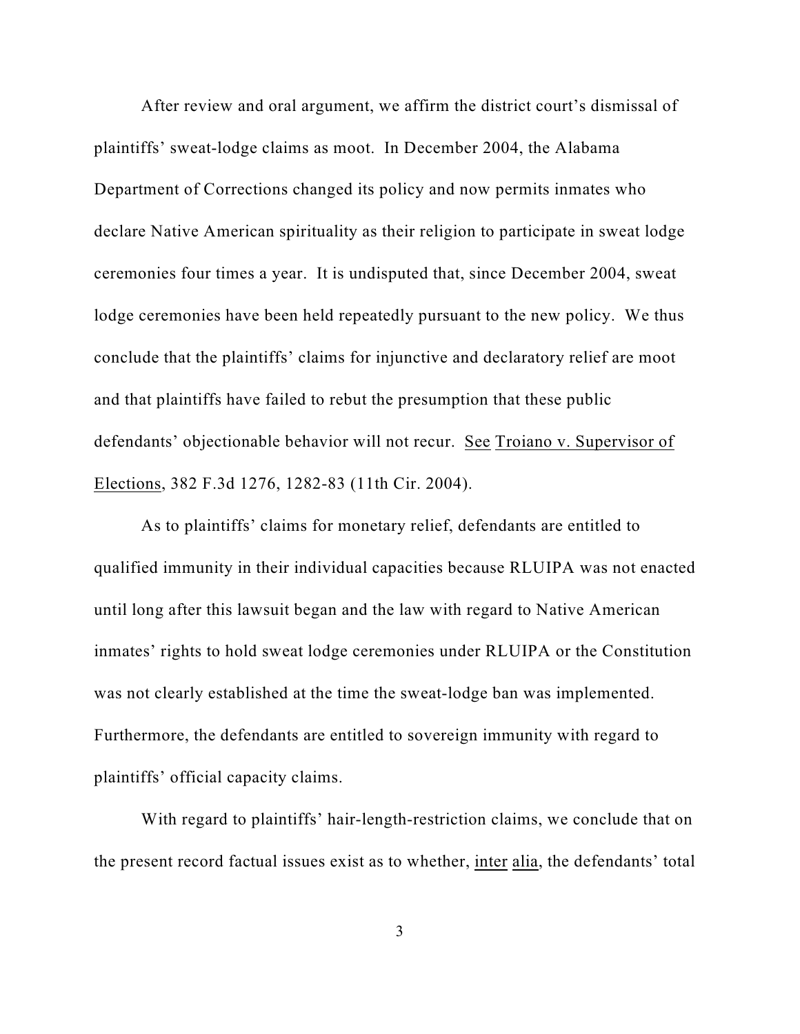After review and oral argument, we affirm the district court's dismissal of plaintiffs' sweat-lodge claims as moot. In December 2004, the Alabama Department of Corrections changed its policy and now permits inmates who declare Native American spirituality as their religion to participate in sweat lodge ceremonies four times a year. It is undisputed that, since December 2004, sweat lodge ceremonies have been held repeatedly pursuant to the new policy. We thus conclude that the plaintiffs' claims for injunctive and declaratory relief are moot and that plaintiffs have failed to rebut the presumption that these public defendants' objectionable behavior will not recur. See Troiano v. Supervisor of Elections, 382 F.3d 1276, 1282-83 (11th Cir. 2004).

As to plaintiffs' claims for monetary relief, defendants are entitled to qualified immunity in their individual capacities because RLUIPA was not enacted until long after this lawsuit began and the law with regard to Native American inmates' rights to hold sweat lodge ceremonies under RLUIPA or the Constitution was not clearly established at the time the sweat-lodge ban was implemented. Furthermore, the defendants are entitled to sovereign immunity with regard to plaintiffs' official capacity claims.

With regard to plaintiffs' hair-length-restriction claims, we conclude that on the present record factual issues exist as to whether, inter alia, the defendants' total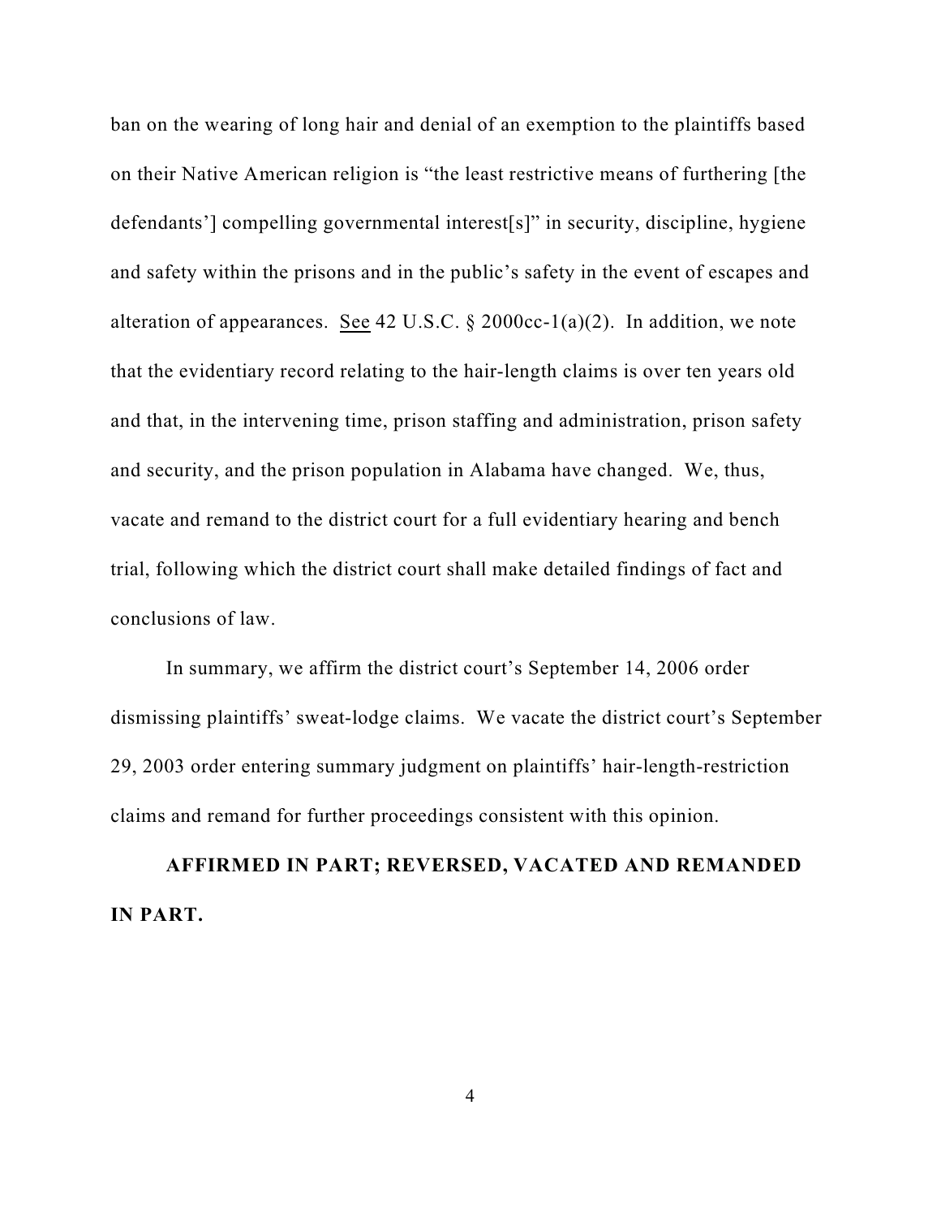ban on the wearing of long hair and denial of an exemption to the plaintiffs based on their Native American religion is "the least restrictive means of furthering [the defendants'] compelling governmental interest[s]" in security, discipline, hygiene and safety within the prisons and in the public's safety in the event of escapes and alteration of appearances. See 42 U.S.C. § 2000cc-1(a)(2). In addition, we note that the evidentiary record relating to the hair-length claims is over ten years old and that, in the intervening time, prison staffing and administration, prison safety and security, and the prison population in Alabama have changed. We, thus, vacate and remand to the district court for a full evidentiary hearing and bench trial, following which the district court shall make detailed findings of fact and conclusions of law.

In summary, we affirm the district court's September 14, 2006 order dismissing plaintiffs' sweat-lodge claims. We vacate the district court's September 29, 2003 order entering summary judgment on plaintiffs' hair-length-restriction claims and remand for further proceedings consistent with this opinion.

**AFFIRMED IN PART; REVERSED, VACATED AND REMANDED IN PART.**